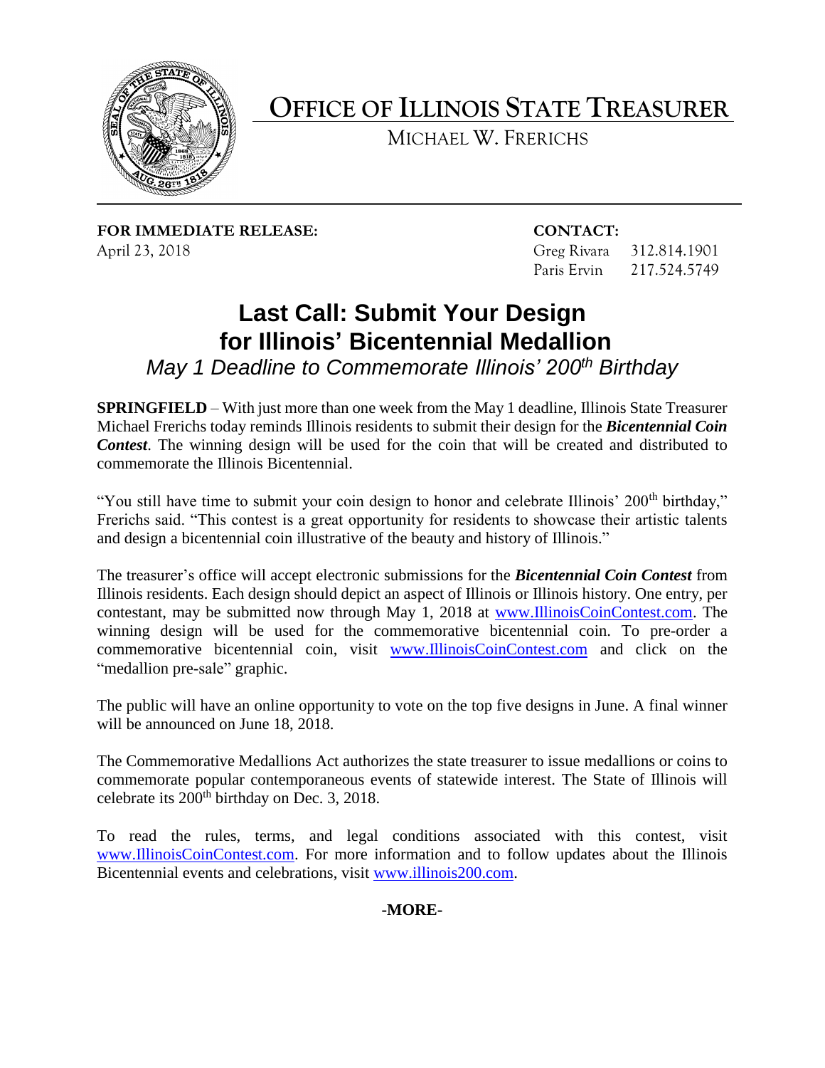# OFFICE OF ILLINOIS STATE TREASURER

MICHAEL W. FRERICHS

**FOR IMMEDIATE RELEASE:**
April 23, 2018

**CONTACT:**
Greg Rivara 312.814.1901
Paris Ervin 217.524.5749

## Last Call: Submit Your Design for Illinois' Bicentennial Medallion

*May 1 Deadline to Commemorate Illinois' 200th Birthday*

**SPRINGFIELD** – With just more than one week from the May 1 deadline, Illinois State Treasurer Michael Frerichs today reminds Illinois residents to submit their design for the ***Bicentennial Coin Contest***. The winning design will be used for the coin that will be created and distributed to commemorate the Illinois Bicentennial.

"You still have time to submit your coin design to honor and celebrate Illinois' 200th birthday," Frerichs said. "This contest is a great opportunity for residents to showcase their artistic talents and design a bicentennial coin illustrative of the beauty and history of Illinois."

The treasurer's office will accept electronic submissions for the ***Bicentennial Coin Contest*** from Illinois residents. Each design should depict an aspect of Illinois or Illinois history. One entry, per contestant, may be submitted now through May 1, 2018 at www.IllinoisCoinContest.com. The winning design will be used for the commemorative bicentennial coin. To pre-order a commemorative bicentennial coin, visit www.IllinoisCoinContest.com and click on the "medallion pre-sale" graphic.

The public will have an online opportunity to vote on the top five designs in June. A final winner will be announced on June 18, 2018.

The Commemorative Medallions Act authorizes the state treasurer to issue medallions or coins to commemorate popular contemporaneous events of statewide interest. The State of Illinois will celebrate its 200th birthday on Dec. 3, 2018.

To read the rules, terms, and legal conditions associated with this contest, visit www.IllinoisCoinContest.com. For more information and to follow updates about the Illinois Bicentennial events and celebrations, visit www.illinois200.com.

**-MORE-**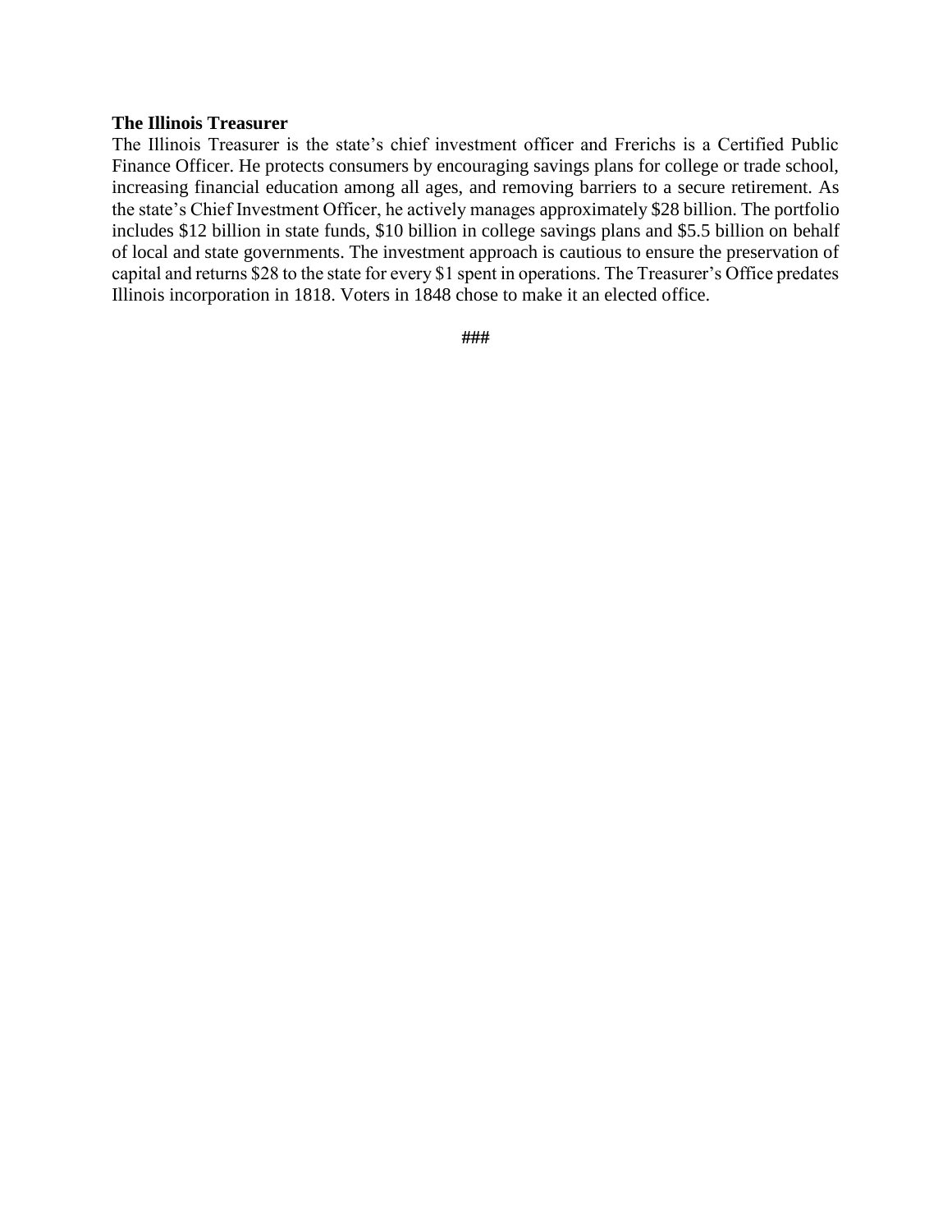**The Illinois Treasurer**

The Illinois Treasurer is the state's chief investment officer and Frerichs is a Certified Public Finance Officer. He protects consumers by encouraging savings plans for college or trade school, increasing financial education among all ages, and removing barriers to a secure retirement. As the state's Chief Investment Officer, he actively manages approximately $28 billion. The portfolio includes $12 billion in state funds, $10 billion in college savings plans and $5.5 billion on behalf of local and state governments. The investment approach is cautious to ensure the preservation of capital and returns $28 to the state for every $1 spent in operations. The Treasurer's Office predates Illinois incorporation in 1818. Voters in 1848 chose to make it an elected office.

###